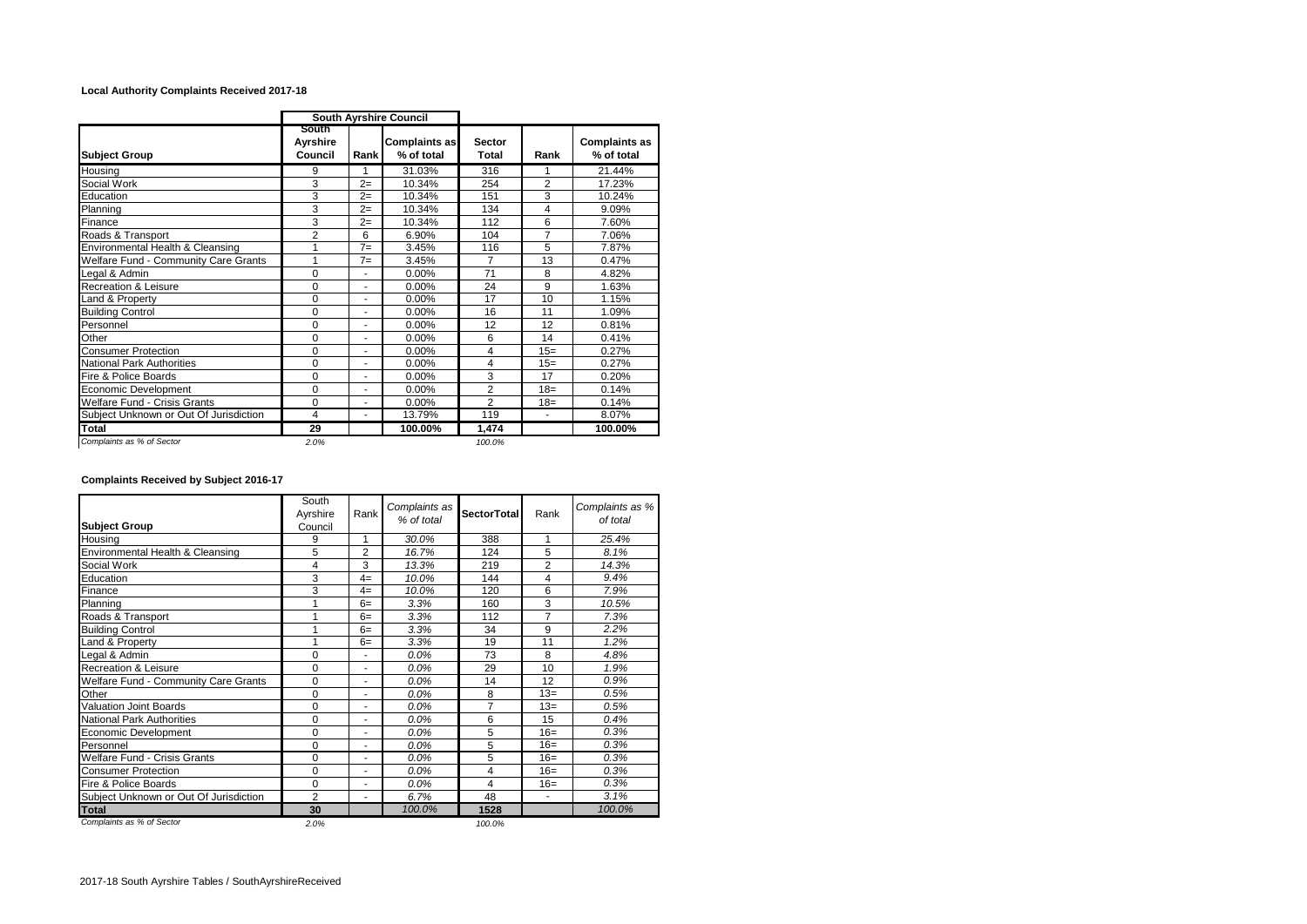### Local Authority Complaints Received 2017-18

| | South Ayrshire Council | | | | | |
|---|---|---|---|---|---|---|
| **Subject Group** | **South Ayrshire Council** | **Rank** | **Complaints as % of total** | **Sector Total** | **Rank** | **Complaints as % of total** |
| Housing | 9 | 1 | 31.03% | 316 | 1 | 21.44% |
| Social Work | 3 | 2= | 10.34% | 254 | 2 | 17.23% |
| Education | 3 | 2= | 10.34% | 151 | 3 | 10.24% |
| Planning | 3 | 2= | 10.34% | 134 | 4 | 9.09% |
| Finance | 3 | 2= | 10.34% | 112 | 6 | 7.60% |
| Roads & Transport | 2 | 6 | 6.90% | 104 | 7 | 7.06% |
| Environmental Health & Cleansing | 1 | 7= | 3.45% | 116 | 5 | 7.87% |
| Welfare Fund - Community Care Grants | 1 | 7= | 3.45% | 7 | 13 | 0.47% |
| Legal & Admin | 0 | - | 0.00% | 71 | 8 | 4.82% |
| Recreation & Leisure | 0 | - | 0.00% | 24 | 9 | 1.63% |
| Land & Property | 0 | - | 0.00% | 17 | 10 | 1.15% |
| Building Control | 0 | - | 0.00% | 16 | 11 | 1.09% |
| Personnel | 0 | - | 0.00% | 12 | 12 | 0.81% |
| Other | 0 | - | 0.00% | 6 | 14 | 0.41% |
| Consumer Protection | 0 | - | 0.00% | 4 | 15= | 0.27% |
| National Park Authorities | 0 | - | 0.00% | 4 | 15= | 0.27% |
| Fire & Police Boards | 0 | - | 0.00% | 3 | 17 | 0.20% |
| Economic Development | 0 | - | 0.00% | 2 | 18= | 0.14% |
| Welfare Fund - Crisis Grants | 0 | - | 0.00% | 2 | 18= | 0.14% |
| Subject Unknown or Out Of Jurisdiction | 4 | - | 13.79% | 119 | - | 8.07% |
| **Total** | **29** | | **100.00%** | **1,474** | | **100.00%** |
| *Complaints as % of Sector* | *2.0%* | | | *100.0%* | | |

### Complaints Received by Subject 2016-17

| Subject Group | South Ayrshire Council | Rank | *Complaints as % of total* | SectorTotal | Rank | *Complaints as % of total* |
|---|---|---|---|---|---|---|
| Housing | 9 | 1 | *30.0%* | 388 | 1 | *25.4%* |
| Environmental Health & Cleansing | 5 | 2 | *16.7%* | 124 | 5 | *8.1%* |
| Social Work | 4 | 3 | *13.3%* | 219 | 2 | *14.3%* |
| Education | 3 | 4= | *10.0%* | 144 | 4 | *9.4%* |
| Finance | 3 | 4= | *10.0%* | 120 | 6 | *7.9%* |
| Planning | 1 | 6= | *3.3%* | 160 | 3 | *10.5%* |
| Roads & Transport | 1 | 6= | *3.3%* | 112 | 7 | *7.3%* |
| Building Control | 1 | 6= | *3.3%* | 34 | 9 | *2.2%* |
| Land & Property | 1 | 6= | *3.3%* | 19 | 11 | *1.2%* |
| Legal & Admin | 0 | - | *0.0%* | 73 | 8 | *4.8%* |
| Recreation & Leisure | 0 | - | *0.0%* | 29 | 10 | *1.9%* |
| Welfare Fund - Community Care Grants | 0 | - | *0.0%* | 14 | 12 | *0.9%* |
| Other | 0 | - | *0.0%* | 8 | 13= | *0.5%* |
| Valuation Joint Boards | 0 | - | *0.0%* | 7 | 13= | *0.5%* |
| National Park Authorities | 0 | - | *0.0%* | 6 | 15 | *0.4%* |
| Economic Development | 0 | - | *0.0%* | 5 | 16= | *0.3%* |
| Personnel | 0 | - | *0.0%* | 5 | 16= | *0.3%* |
| Welfare Fund - Crisis Grants | 0 | - | *0.0%* | 5 | 16= | *0.3%* |
| Consumer Protection | 0 | - | *0.0%* | 4 | 16= | *0.3%* |
| Fire & Police Boards | 0 | - | *0.0%* | 4 | 16= | *0.3%* |
| Subject Unknown or Out Of Jurisdiction | 2 | - | *6.7%* | 48 | - | *3.1%* |
| **Total** | **30** | | *100.0%* | **1528** | | *100.0%* |
| *Complaints as % of Sector* | *2.0%* | | | *100.0%* | | |

2017-18 South Ayrshire Tables / SouthAyrshireReceived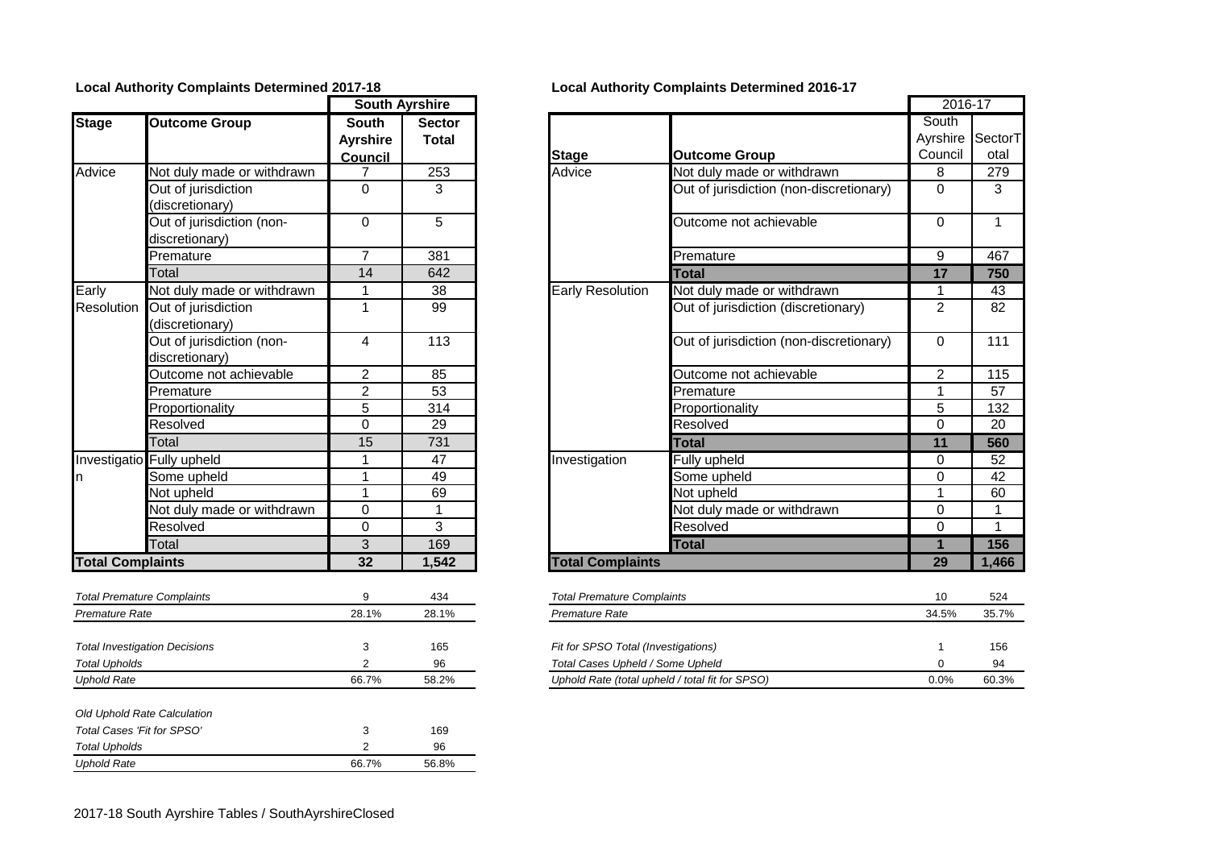**Local Authority Complaints Determined 2017-18**

| Stage | Outcome Group | South Ayrshire Council | Sector Total |
|---|---|---|---|
| Advice | Not duly made or withdrawn | 7 | 253 |
| | Out of jurisdiction (discretionary) | 0 | 3 |
| | Out of jurisdiction (non-discretionary) | 0 | 5 |
| | Premature | 7 | 381 |
| | Total | 14 | 642 |
| Early Resolution | Not duly made or withdrawn | 1 | 38 |
| | Out of jurisdiction (discretionary) | 1 | 99 |
| | Out of jurisdiction (non-discretionary) | 4 | 113 |
| | Outcome not achievable | 2 | 85 |
| | Premature | 2 | 53 |
| | Proportionality | 5 | 314 |
| | Resolved | 0 | 29 |
| | Total | 15 | 731 |
| Investigation | Fully upheld | 1 | 47 |
| | Some upheld | 1 | 49 |
| | Not upheld | 1 | 69 |
| | Not duly made or withdrawn | 0 | 1 |
| | Resolved | 0 | 3 |
| | Total | 3 | 169 |
| **Total Complaints** | | **32** | **1,542** |

| | South Ayrshire Council | Sector Total |
|---|---|---|
| *Total Premature Complaints* | 9 | 434 |
| *Premature Rate* | 28.1% | 28.1% |
| *Total Investigation Decisions* | 3 | 165 |
| *Total Upholds* | 2 | 96 |
| *Uphold Rate* | 66.7% | 58.2% |

*Old Uphold Rate Calculation*

| | South Ayrshire Council | Sector Total |
|---|---|---|
| *Total Cases 'Fit for SPSO'* | 3 | 169 |
| *Total Upholds* | 2 | 96 |
| *Uphold Rate* | 66.7% | 56.8% |

**Local Authority Complaints Determined 2016-17**

| Stage | Outcome Group | South Ayrshire Council | SectorTotal |
|---|---|---|---|
| Advice | Not duly made or withdrawn | 8 | 279 |
| | Out of jurisdiction (non-discretionary) | 0 | 3 |
| | Outcome not achievable | 0 | 1 |
| | Premature | 9 | 467 |
| | **Total** | **17** | **750** |
| Early Resolution | Not duly made or withdrawn | 1 | 43 |
| | Out of jurisdiction (discretionary) | 2 | 82 |
| | Out of jurisdiction (non-discretionary) | 0 | 111 |
| | Outcome not achievable | 2 | 115 |
| | Premature | 1 | 57 |
| | Proportionality | 5 | 132 |
| | Resolved | 0 | 20 |
| | **Total** | **11** | **560** |
| Investigation | Fully upheld | 0 | 52 |
| | Some upheld | 0 | 42 |
| | Not upheld | 1 | 60 |
| | Not duly made or withdrawn | 0 | 1 |
| | Resolved | 0 | 1 |
| | **Total** | **1** | **156** |
| **Total Complaints** | | **29** | **1,466** |

| | South Ayrshire Council | SectorTotal |
|---|---|---|
| *Total Premature Complaints* | 10 | 524 |
| *Premature Rate* | 34.5% | 35.7% |
| *Fit for SPSO Total (Investigations)* | 1 | 156 |
| *Total Cases Upheld / Some Upheld* | 0 | 94 |
| *Uphold Rate (total upheld / total fit for SPSO)* | 0.0% | 60.3% |